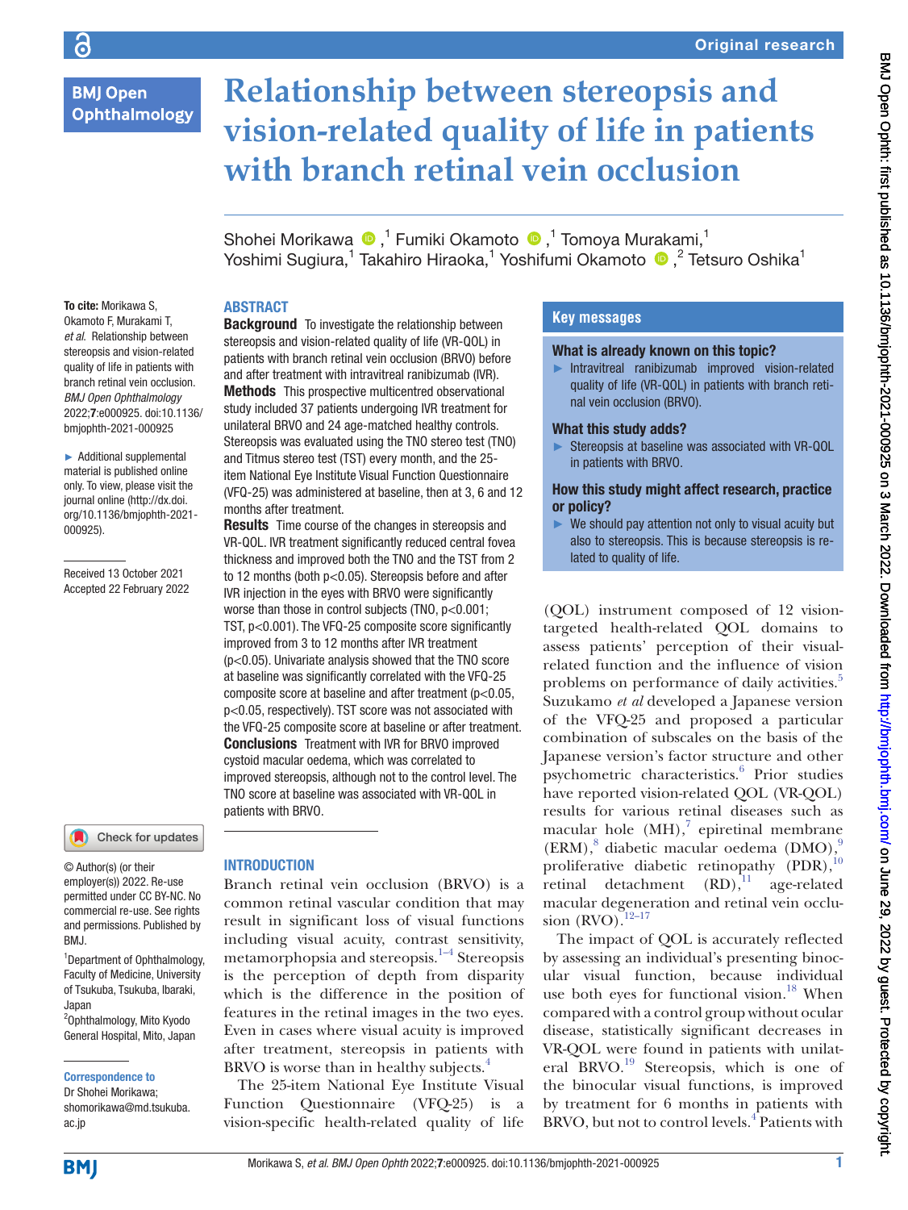Original research

# Relationship between stereopsis and vision-related quality of life in patients with branch retinal vein occlusion

Shohei Morikawa [1], Fumiki Okamoto [1], Tomoya Murakami,[1] Yoshimi Sugiura,[1] Takahiro Hiraoka,[1] Yoshifumi Okamoto [2], Tetsuro Oshika[1]

**To cite:** Morikawa S, Okamoto F, Murakami T, *et al*. Relationship between stereopsis and vision-related quality of life in patients with branch retinal vein occlusion. *BMJ Open Ophthalmology* 2022;**7**:e000925. doi:10.1136/bmjophth-2021-000925

► Additional supplemental material is published online only. To view, please visit the journal online (http://dx.doi.org/10.1136/bmjophth-2021-000925).

Received 13 October 2021
Accepted 22 February 2022

© Author(s) (or their employer(s)) 2022. Re-use permitted under CC BY-NC. No commercial re-use. See rights and permissions. Published by BMJ.

[1]Department of Ophthalmology, Faculty of Medicine, University of Tsukuba, Tsukuba, Ibaraki, Japan
[2]Ophthalmology, Mito Kyodo General Hospital, Mito, Japan

**Correspondence to**
Dr Shohei Morikawa; shomorikawa@md.tsukuba.ac.jp

## ABSTRACT

**Background** To investigate the relationship between stereopsis and vision-related quality of life (VR-QOL) in patients with branch retinal vein occlusion (BRVO) before and after treatment with intravitreal ranibizumab (IVR).

**Methods** This prospective multicentred observational study included 37 patients undergoing IVR treatment for unilateral BRVO and 24 age-matched healthy controls. Stereopsis was evaluated using the TNO stereo test (TNO) and Titmus stereo test (TST) every month, and the 25-item National Eye Institute Visual Function Questionnaire (VFQ-25) was administered at baseline, then at 3, 6 and 12 months after treatment.

**Results** Time course of the changes in stereopsis and VR-QOL. IVR treatment significantly reduced central fovea thickness and improved both the TNO and the TST from 2 to 12 months (both $p<0.05$). Stereopsis before and after IVR injection in the eyes with BRVO were significantly worse than those in control subjects (TNO, $p<0.001$; TST, $p<0.001$). The VFQ-25 composite score significantly improved from 3 to 12 months after IVR treatment ($p<0.05$). Univariate analysis showed that the TNO score at baseline was significantly correlated with the VFQ-25 composite score at baseline and after treatment ($p<0.05$, $p<0.05$, respectively). TST score was not associated with the VFQ-25 composite score at baseline or after treatment.

**Conclusions** Treatment with IVR for BRVO improved cystoid macular oedema, which was correlated to improved stereopsis, although not to the control level. The TNO score at baseline was associated with VR-QOL in patients with BRVO.

## Key messages

### What is already known on this topic?

► Intravitreal ranibizumab improved vision-related quality of life (VR-QOL) in patients with branch retinal vein occlusion (BRVO).

### What this study adds?

► Stereopsis at baseline was associated with VR-QOL in patients with BRVO.

### How this study might affect research, practice or policy?

► We should pay attention not only to visual acuity but also to stereopsis. This is because stereopsis is related to quality of life.

## INTRODUCTION

Branch retinal vein occlusion (BRVO) is a common retinal vascular condition that may result in significant loss of visual functions including visual acuity, contrast sensitivity, metamorphopsia and stereopsis.[1–4] Stereopsis is the perception of depth from disparity which is the difference in the position of features in the retinal images in the two eyes. Even in cases where visual acuity is improved after treatment, stereopsis in patients with BRVO is worse than in healthy subjects.[4]

The 25-item National Eye Institute Visual Function Questionnaire (VFQ-25) is a vision-specific health-related quality of life (QOL) instrument composed of 12 vision-targeted health-related QOL domains to assess patients' perception of their visual-related function and the influence of vision problems on performance of daily activities.[5] Suzukamo *et al* developed a Japanese version of the VFQ-25 and proposed a particular combination of subscales on the basis of the Japanese version's factor structure and other psychometric characteristics.[6] Prior studies have reported vision-related QOL (VR-QOL) results for various retinal diseases such as macular hole (MH),[7] epiretinal membrane (ERM),[8] diabetic macular oedema (DMO),[9] proliferative diabetic retinopathy (PDR),[10] retinal detachment (RD),[11] age-related macular degeneration and retinal vein occlusion (RVO).[12–17]

The impact of QOL is accurately reflected by assessing an individual's presenting binocular visual function, because individual use both eyes for functional vision.[18] When compared with a control group without ocular disease, statistically significant decreases in VR-QOL were found in patients with unilateral BRVO.[19] Stereopsis, which is one of the binocular visual functions, is improved by treatment for 6 months in patients with BRVO, but not to control levels.[4] Patients with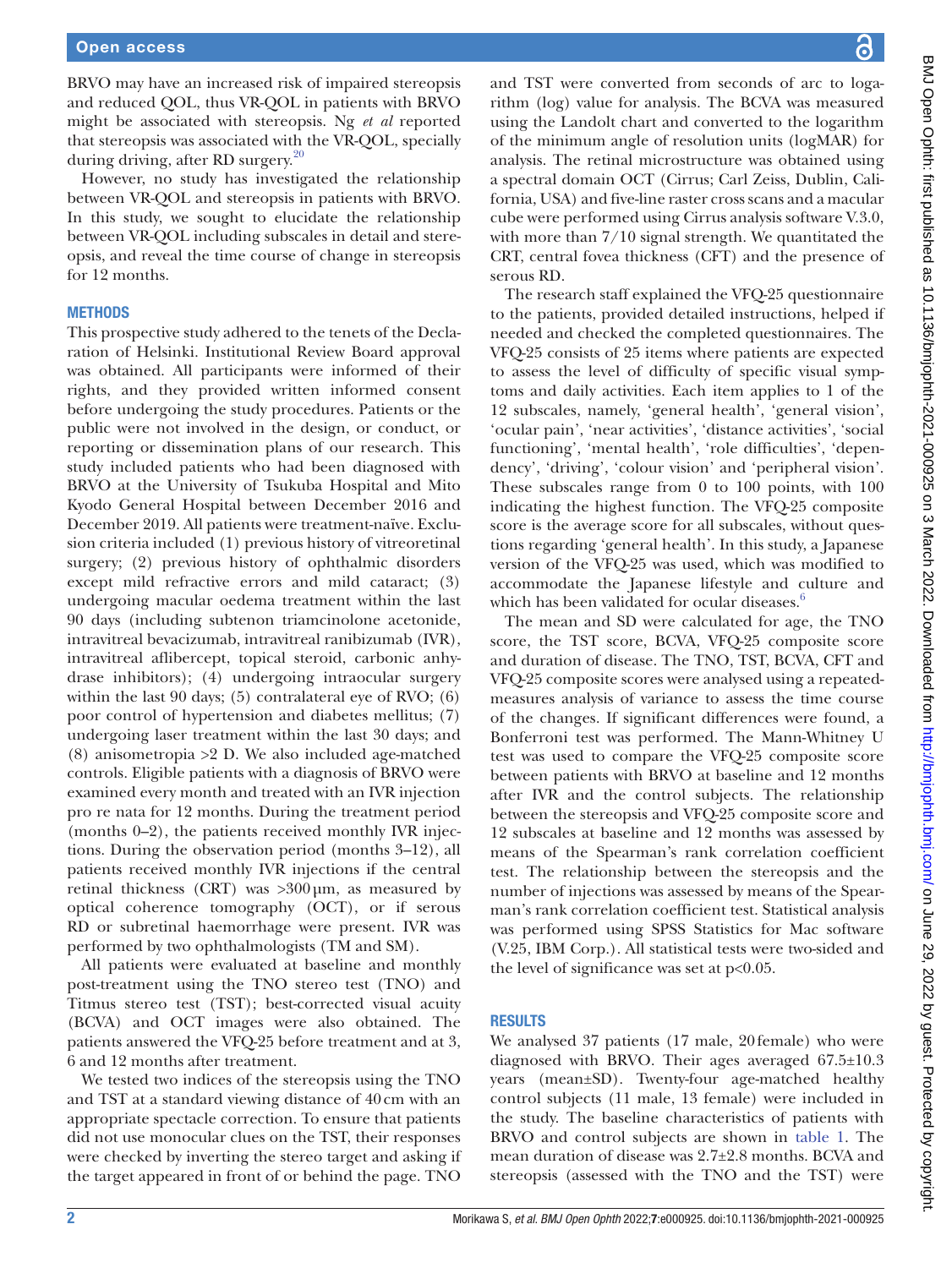BRVO may have an increased risk of impaired stereopsis and reduced QOL, thus VR-QOL in patients with BRVO might be associated with stereopsis. Ng *et al* reported that stereopsis was associated with the VR-QOL, specially during driving, after RD surgery.[20]

However, no study has investigated the relationship between VR-QOL and stereopsis in patients with BRVO. In this study, we sought to elucidate the relationship between VR-QOL including subscales in detail and stereopsis, and reveal the time course of change in stereopsis for 12 months.

## METHODS

This prospective study adhered to the tenets of the Declaration of Helsinki. Institutional Review Board approval was obtained. All participants were informed of their rights, and they provided written informed consent before undergoing the study procedures. Patients or the public were not involved in the design, or conduct, or reporting or dissemination plans of our research. This study included patients who had been diagnosed with BRVO at the University of Tsukuba Hospital and Mito Kyodo General Hospital between December 2016 and December 2019. All patients were treatment-naïve. Exclusion criteria included (1) previous history of vitreoretinal surgery; (2) previous history of ophthalmic disorders except mild refractive errors and mild cataract; (3) undergoing macular oedema treatment within the last 90 days (including subtenon triamcinolone acetonide, intravitreal bevacizumab, intravitreal ranibizumab (IVR), intravitreal aflibercept, topical steroid, carbonic anhydrase inhibitors); (4) undergoing intraocular surgery within the last 90 days; (5) contralateral eye of RVO; (6) poor control of hypertension and diabetes mellitus; (7) undergoing laser treatment within the last 30 days; and (8) anisometropia >2 D. We also included age-matched controls. Eligible patients with a diagnosis of BRVO were examined every month and treated with an IVR injection pro re nata for 12 months. During the treatment period (months 0–2), the patients received monthly IVR injections. During the observation period (months 3–12), all patients received monthly IVR injections if the central retinal thickness (CRT) was >300 µm, as measured by optical coherence tomography (OCT), or if serous RD or subretinal haemorrhage were present. IVR was performed by two ophthalmologists (TM and SM).

All patients were evaluated at baseline and monthly post-treatment using the TNO stereo test (TNO) and Titmus stereo test (TST); best-corrected visual acuity (BCVA) and OCT images were also obtained. The patients answered the VFQ-25 before treatment and at 3, 6 and 12 months after treatment.

We tested two indices of the stereopsis using the TNO and TST at a standard viewing distance of 40 cm with an appropriate spectacle correction. To ensure that patients did not use monocular clues on the TST, their responses were checked by inverting the stereo target and asking if the target appeared in front of or behind the page. TNO and TST were converted from seconds of arc to logarithm (log) value for analysis. The BCVA was measured using the Landolt chart and converted to the logarithm of the minimum angle of resolution units (logMAR) for analysis. The retinal microstructure was obtained using a spectral domain OCT (Cirrus; Carl Zeiss, Dublin, California, USA) and five-line raster cross scans and a macular cube were performed using Cirrus analysis software V.3.0, with more than 7/10 signal strength. We quantitated the CRT, central fovea thickness (CFT) and the presence of serous RD.

The research staff explained the VFQ-25 questionnaire to the patients, provided detailed instructions, helped if needed and checked the completed questionnaires. The VFQ-25 consists of 25 items where patients are expected to assess the level of difficulty of specific visual symptoms and daily activities. Each item applies to 1 of the 12 subscales, namely, 'general health', 'general vision', 'ocular pain', 'near activities', 'distance activities', 'social functioning', 'mental health', 'role difficulties', 'dependency', 'driving', 'colour vision' and 'peripheral vision'. These subscales range from 0 to 100 points, with 100 indicating the highest function. The VFQ-25 composite score is the average score for all subscales, without questions regarding 'general health'. In this study, a Japanese version of the VFQ-25 was used, which was modified to accommodate the Japanese lifestyle and culture and which has been validated for ocular diseases.[6]

The mean and SD were calculated for age, the TNO score, the TST score, BCVA, VFQ-25 composite score and duration of disease. The TNO, TST, BCVA, CFT and VFQ-25 composite scores were analysed using a repeated-measures analysis of variance to assess the time course of the changes. If significant differences were found, a Bonferroni test was performed. The Mann-Whitney U test was used to compare the VFQ-25 composite score between patients with BRVO at baseline and 12 months after IVR and the control subjects. The relationship between the stereopsis and VFQ-25 composite score and 12 subscales at baseline and 12 months was assessed by means of the Spearman's rank correlation coefficient test. The relationship between the stereopsis and the number of injections was assessed by means of the Spearman's rank correlation coefficient test. Statistical analysis was performed using SPSS Statistics for Mac software (V.25, IBM Corp.). All statistical tests were two-sided and the level of significance was set at $p<0.05$.

## RESULTS

We analysed 37 patients (17 male, 20 female) who were diagnosed with BRVO. Their ages averaged 67.5±10.3 years (mean±SD). Twenty-four age-matched healthy control subjects (11 male, 13 female) were included in the study. The baseline characteristics of patients with BRVO and control subjects are shown in table 1. The mean duration of disease was 2.7±2.8 months. BCVA and stereopsis (assessed with the TNO and the TST) were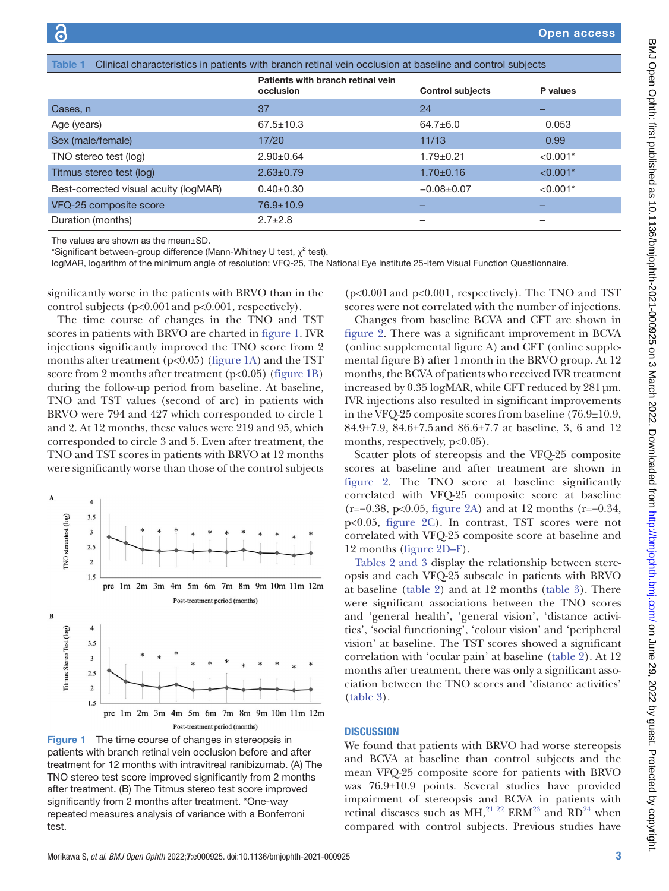**Table 1** Clinical characteristics in patients with branch retinal vein occlusion at baseline and control subjects

| | Patients with branch retinal vein occlusion | Control subjects | P values |
|---|---|---|---|
| Cases, n | 37 | 24 | – |
| Age (years) | 67.5±10.3 | 64.7±6.0 | 0.053 |
| Sex (male/female) | 17/20 | 11/13 | 0.99 |
| TNO stereo test (log) | 2.90±0.64 | 1.79±0.21 | <0.001* |
| Titmus stereo test (log) | 2.63±0.79 | 1.70±0.16 | <0.001* |
| Best-corrected visual acuity (logMAR) | 0.40±0.30 | −0.08±0.07 | <0.001* |
| VFQ-25 composite score | 76.9±10.9 | – | – |
| Duration (months) | 2.7±2.8 | – | – |

The values are shown as the mean±SD.
*Significant between-group difference (Mann-Whitney U test, $\chi^2$ test).
logMAR, logarithm of the minimum angle of resolution; VFQ-25, The National Eye Institute 25-item Visual Function Questionnaire.

significantly worse in the patients with BRVO than in the control subjects (p<0.001 and p<0.001, respectively).

The time course of changes in the TNO and TST scores in patients with BRVO are charted in figure 1. IVR injections significantly improved the TNO score from 2 months after treatment (p<0.05) (figure 1A) and the TST score from 2 months after treatment (p<0.05) (figure 1B) during the follow-up period from baseline. At baseline, TNO and TST values (second of arc) in patients with BRVO were 794 and 427 which corresponded to circle 1 and 2. At 12 months, these values were 219 and 95, which corresponded to circle 3 and 5. Even after treatment, the TNO and TST scores in patients with BRVO at 12 months were significantly worse than those of the control subjects

**Figure 1** The time course of changes in stereopsis in patients with branch retinal vein occlusion before and after treatment for 12 months with intravitreal ranibizumab. (A) The TNO stereo test score improved significantly from 2 months after treatment. (B) The Titmus stereo test score improved significantly from 2 months after treatment. *One-way repeated measures analysis of variance with a Bonferroni test.

(p<0.001 and p<0.001, respectively). The TNO and TST scores were not correlated with the number of injections.

Changes from baseline BCVA and CFT are shown in figure 2. There was a significant improvement in BCVA (online supplemental figure A) and CFT (online supplemental figure B) after 1 month in the BRVO group. At 12 months, the BCVA of patients who received IVR treatment increased by 0.35 logMAR, while CFT reduced by 281 µm. IVR injections also resulted in significant improvements in the VFQ-25 composite scores from baseline (76.9±10.9, 84.9±7.9, 84.6±7.5 and 86.6±7.7 at baseline, 3, 6 and 12 months, respectively, p<0.05).

Scatter plots of stereopsis and the VFQ-25 composite scores at baseline and after treatment are shown in figure 2. The TNO score at baseline significantly correlated with VFQ-25 composite score at baseline (r=−0.38, p<0.05, figure 2A) and at 12 months (r=−0.34, p<0.05, figure 2C). In contrast, TST scores were not correlated with VFQ-25 composite score at baseline and 12 months (figure 2D–F).

Tables 2 and 3 display the relationship between stereopsis and each VFQ-25 subscale in patients with BRVO at baseline (table 2) and at 12 months (table 3). There were significant associations between the TNO scores and 'general health', 'general vision', 'distance activities', 'social functioning', 'colour vision' and 'peripheral vision' at baseline. The TST scores showed a significant correlation with 'ocular pain' at baseline (table 2). At 12 months after treatment, there was only a significant association between the TNO scores and 'distance activities' (table 3).

## DISCUSSION

We found that patients with BRVO had worse stereopsis and BCVA at baseline than control subjects and the mean VFQ-25 composite score for patients with BRVO was 76.9±10.9 points. Several studies have provided impairment of stereopsis and BCVA in patients with retinal diseases such as MH,[21 22] ERM[23] and RD[24] when compared with control subjects. Previous studies have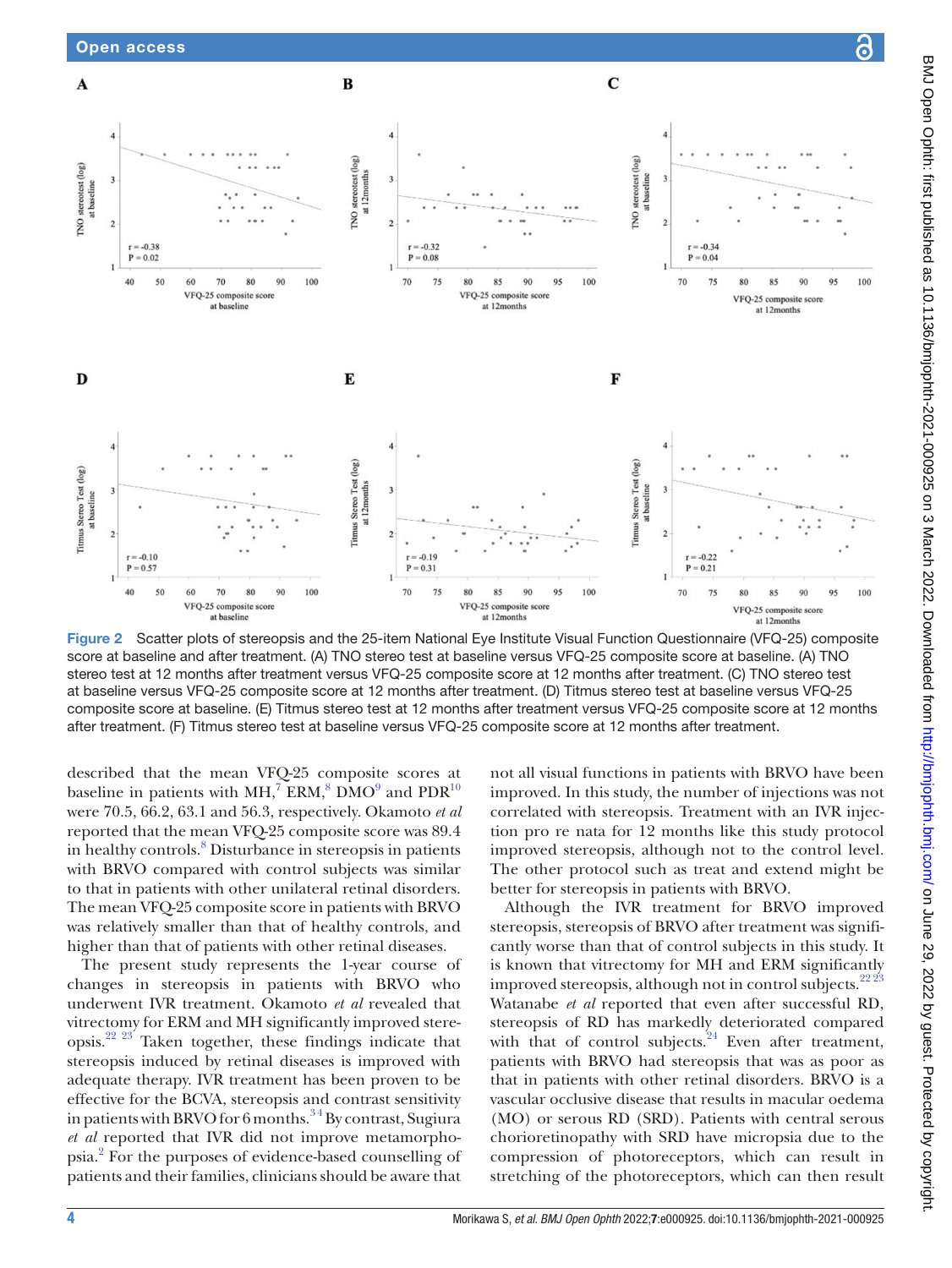Figure 2 Scatter plots of stereopsis and the 25-item National Eye Institute Visual Function Questionnaire (VFQ-25) composite score at baseline and after treatment. (A) TNO stereo test at baseline versus VFQ-25 composite score at baseline. (A) TNO stereo test at 12 months after treatment versus VFQ-25 composite score at 12 months after treatment. (C) TNO stereo test at baseline versus VFQ-25 composite score at 12 months after treatment. (D) Titmus stereo test at baseline versus VFQ-25 composite score at baseline. (E) Titmus stereo test at 12 months after treatment versus VFQ-25 composite score at 12 months after treatment. (F) Titmus stereo test at baseline versus VFQ-25 composite score at 12 months after treatment.

described that the mean VFQ-25 composite scores at baseline in patients with MH,[7] ERM,[8] DMO[9] and PDR[10] were 70.5, 66.2, 63.1 and 56.3, respectively. Okamoto *et al* reported that the mean VFQ-25 composite score was 89.4 in healthy controls.[8] Disturbance in stereopsis in patients with BRVO compared with control subjects was similar to that in patients with other unilateral retinal disorders. The mean VFQ-25 composite score in patients with BRVO was relatively smaller than that of healthy controls, and higher than that of patients with other retinal diseases.

The present study represents the 1-year course of changes in stereopsis in patients with BRVO who underwent IVR treatment. Okamoto *et al* revealed that vitrectomy for ERM and MH significantly improved stereopsis.[22 23] Taken together, these findings indicate that stereopsis induced by retinal diseases is improved with adequate therapy. IVR treatment has been proven to be effective for the BCVA, stereopsis and contrast sensitivity in patients with BRVO for 6 months.[3 4] By contrast, Sugiura *et al* reported that IVR did not improve metamorphopsia.[2] For the purposes of evidence-based counselling of patients and their families, clinicians should be aware that not all visual functions in patients with BRVO have been improved. In this study, the number of injections was not correlated with stereopsis. Treatment with an IVR injection pro re nata for 12 months like this study protocol improved stereopsis, although not to the control level. The other protocol such as treat and extend might be better for stereopsis in patients with BRVO.

Although the IVR treatment for BRVO improved stereopsis, stereopsis of BRVO after treatment was significantly worse than that of control subjects in this study. It is known that vitrectomy for MH and ERM significantly improved stereopsis, although not in control subjects.[22 23] Watanabe *et al* reported that even after successful RD, stereopsis of RD has markedly deteriorated compared with that of control subjects.[24] Even after treatment, patients with BRVO had stereopsis that was as poor as that in patients with other retinal disorders. BRVO is a vascular occlusive disease that results in macular oedema (MO) or serous RD (SRD). Patients with central serous chorioretinopathy with SRD have micropsia due to the compression of photoreceptors, which can result in stretching of the photoreceptors, which can then result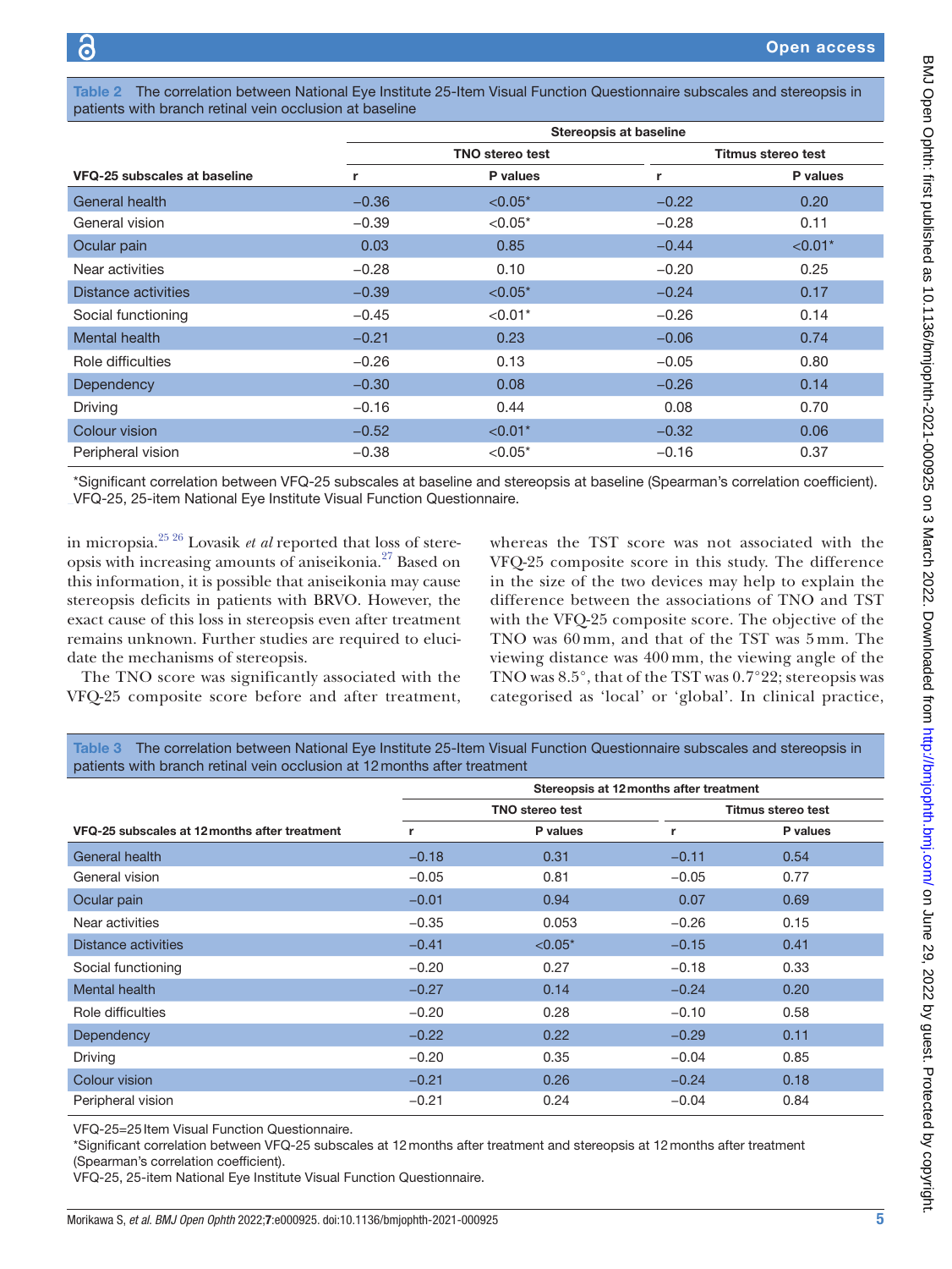**Table 2** The correlation between National Eye Institute 25-Item Visual Function Questionnaire subscales and stereopsis in patients with branch retinal vein occlusion at baseline

| | Stereopsis at baseline | | | |
|---|---|---|---|---|
| | TNO stereo test | | Titmus stereo test | |
| VFQ-25 subscales at baseline | r | P values | r | P values |
| General health | −0.36 | <0.05* | −0.22 | 0.20 |
| General vision | −0.39 | <0.05* | −0.28 | 0.11 |
| Ocular pain | 0.03 | 0.85 | −0.44 | <0.01* |
| Near activities | −0.28 | 0.10 | −0.20 | 0.25 |
| Distance activities | −0.39 | <0.05* | −0.24 | 0.17 |
| Social functioning | −0.45 | <0.01* | −0.26 | 0.14 |
| Mental health | −0.21 | 0.23 | −0.06 | 0.74 |
| Role difficulties | −0.26 | 0.13 | −0.05 | 0.80 |
| Dependency | −0.30 | 0.08 | −0.26 | 0.14 |
| Driving | −0.16 | 0.44 | 0.08 | 0.70 |
| Colour vision | −0.52 | <0.01* | −0.32 | 0.06 |
| Peripheral vision | −0.38 | <0.05* | −0.16 | 0.37 |

*Significant correlation between VFQ-25 subscales at baseline and stereopsis at baseline (Spearman's correlation coefficient).
VFQ-25, 25-item National Eye Institute Visual Function Questionnaire.

in micropsia.[25,26] Lovasik *et al* reported that loss of stereopsis with increasing amounts of aniseikonia.[27] Based on this information, it is possible that aniseikonia may cause stereopsis deficits in patients with BRVO. However, the exact cause of this loss in stereopsis even after treatment remains unknown. Further studies are required to elucidate the mechanisms of stereopsis.

The TNO score was significantly associated with the VFQ-25 composite score before and after treatment, whereas the TST score was not associated with the VFQ-25 composite score in this study. The difference in the size of the two devices may help to explain the difference between the associations of TNO and TST with the VFQ-25 composite score. The objective of the TNO was 60 mm, and that of the TST was 5 mm. The viewing distance was 400 mm, the viewing angle of the TNO was 8.5°, that of the TST was 0.7°22; stereopsis was categorised as 'local' or 'global'. In clinical practice,

**Table 3** The correlation between National Eye Institute 25-Item Visual Function Questionnaire subscales and stereopsis in patients with branch retinal vein occlusion at 12 months after treatment

| | Stereopsis at 12 months after treatment | | | |
|---|---|---|---|---|
| | TNO stereo test | | Titmus stereo test | |
| VFQ-25 subscales at 12 months after treatment | r | P values | r | P values |
| General health | −0.18 | 0.31 | −0.11 | 0.54 |
| General vision | −0.05 | 0.81 | −0.05 | 0.77 |
| Ocular pain | −0.01 | 0.94 | 0.07 | 0.69 |
| Near activities | −0.35 | 0.053 | −0.26 | 0.15 |
| Distance activities | −0.41 | <0.05* | −0.15 | 0.41 |
| Social functioning | −0.20 | 0.27 | −0.18 | 0.33 |
| Mental health | −0.27 | 0.14 | −0.24 | 0.20 |
| Role difficulties | −0.20 | 0.28 | −0.10 | 0.58 |
| Dependency | −0.22 | 0.22 | −0.29 | 0.11 |
| Driving | −0.20 | 0.35 | −0.04 | 0.85 |
| Colour vision | −0.21 | 0.26 | −0.24 | 0.18 |
| Peripheral vision | −0.21 | 0.24 | −0.04 | 0.84 |

VFQ-25=25 Item Visual Function Questionnaire.
*Significant correlation between VFQ-25 subscales at 12 months after treatment and stereopsis at 12 months after treatment (Spearman's correlation coefficient).
VFQ-25, 25-item National Eye Institute Visual Function Questionnaire.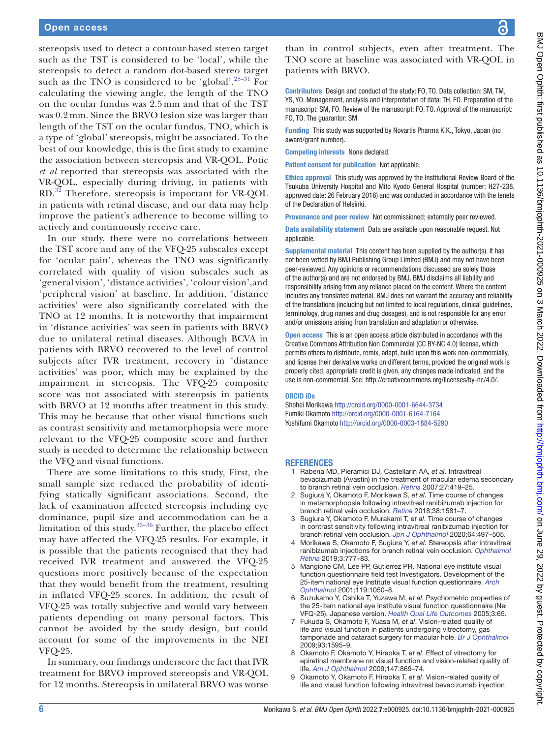stereopsis used to detect a contour-based stereo target such as the TST is considered to be 'local', while the stereopsis to detect a random dot-based stereo target such as the TNO is considered to be 'global'.[28–31] For calculating the viewing angle, the length of the TNO on the ocular fundus was 2.5 mm and that of the TST was 0.2 mm. Since the BRVO lesion size was larger than length of the TST on the ocular fundus, TNO, which is a type of 'global' stereopsis, might be associated. To the best of our knowledge, this is the first study to examine the association between stereopsis and VR-QOL. Potic *et al* reported that stereopsis was associated with the VR-QOL, especially during driving, in patients with RD.[32] Therefore, stereopsis is important for VR-QOL in patients with retinal disease, and our data may help improve the patient's adherence to become willing to actively and continuously receive care.

In our study, there were no correlations between the TST score and any of the VFQ-25 subscales except for 'ocular pain', whereas the TNO was significantly correlated with quality of vision subscales such as 'general vision', 'distance activities', 'colour vision', and 'peripheral vision' at baseline. In addition, 'distance activities' were also significantly correlated with the TNO at 12 months. It is noteworthy that impairment in 'distance activities' was seen in patients with BRVO due to unilateral retinal diseases. Although BCVA in patients with BRVO recovered to the level of control subjects after IVR treatment, recovery in 'distance activities' was poor, which may be explained by the impairment in stereopsis. The VFQ-25 composite score was not associated with stereopsis in patients with BRVO at 12 months after treatment in this study. This may be because that other visual functions such as contrast sensitivity and metamorphopsia were more relevant to the VFQ-25 composite score and further study is needed to determine the relationship between the VFQ and visual functions.

There are some limitations to this study. First, the small sample size reduced the probability of identifying statically significant associations. Second, the lack of examination affected stereopsis including eye dominance, pupil size and accommodation can be a limitation of this study.[33–36] Further, the placebo effect may have affected the VFQ-25 results. For example, it is possible that the patients recognised that they had received IVR treatment and answered the VFQ-25 questions more positively because of the expectation that they would benefit from the treatment, resulting in inflated VFQ-25 scores. In addition, the result of VFQ-25 was totally subjective and would vary between patients depending on many personal factors. This cannot be avoided by the study design, but could account for some of the improvements in the NEI VFQ-25.

In summary, our findings underscore the fact that IVR treatment for BRVO improved stereopsis and VR-QOL for 12 months. Stereopsis in unilateral BRVO was worse than in control subjects, even after treatment. The TNO score at baseline was associated with VR-QOL in patients with BRVO.

**Contributors** Design and conduct of the study: FO, TO. Data collection: SM, TM, YS, YO. Management, analysis and interpretation of data: TH, FO. Preparation of the manuscript: SM, FO. Review of the manuscript: FO, TO. Approval of the manuscript: FO, TO. The guarantor: SM

**Funding** This study was supported by Novartis Pharma K.K., Tokyo, Japan (no award/grant number).

**Competing interests** None declared.

**Patient consent for publication** Not applicable.

**Ethics approval** This study was approved by the Institutional Review Board of the Tsukuba University Hospital and Mito Kyodo General Hospital (number: H27-238, approved date: 26 February 2016) and was conducted in accordance with the tenets of the Declaration of Helsinki.

**Provenance and peer review** Not commissioned; externally peer reviewed.

**Data availability statement** Data are available upon reasonable request. Not applicable.

**Supplemental material** This content has been supplied by the author(s). It has not been vetted by BMJ Publishing Group Limited (BMJ) and may not have been peer-reviewed. Any opinions or recommendations discussed are solely those of the author(s) and are not endorsed by BMJ. BMJ disclaims all liability and responsibility arising from any reliance placed on the content. Where the content includes any translated material, BMJ does not warrant the accuracy and reliability of the translations (including but not limited to local regulations, clinical guidelines, terminology, drug names and drug dosages), and is not responsible for any error and/or omissions arising from translation and adaptation or otherwise.

**Open access** This is an open access article distributed in accordance with the Creative Commons Attribution Non Commercial (CC BY-NC 4.0) license, which permits others to distribute, remix, adapt, build upon this work non-commercially, and license their derivative works on different terms, provided the original work is properly cited, appropriate credit is given, any changes made indicated, and the use is non-commercial. See: http://creativecommons.org/licenses/by-nc/4.0/.

**ORCID iDs**

Shohei Morikawa http://orcid.org/0000-0001-6644-3734
Fumiki Okamoto http://orcid.org/0000-0001-6164-7164
Yoshifumi Okamoto http://orcid.org/0000-0003-1884-5290

## REFERENCES

1. Rabena MD, Pieramici DJ, Castellarin AA, *et al*. Intravitreal bevacizumab (Avastin) in the treatment of macular edema secondary to branch retinal vein occlusion. *Retina* 2007;27:419–25.
2. Sugiura Y, Okamoto F, Morikawa S, *et al*. Time course of changes in metamorphopsia following intravitreal ranibizumab injection for branch retinal vein occlusion. *Retina* 2018;38:1581–7.
3. Sugiura Y, Okamoto F, Murakami T, *et al*. Time course of changes in contrast sensitivity following intravitreal ranibizumab injection for branch retinal vein occlusion. *Jpn J Ophthalmol* 2020;64:497–505.
4. Morikawa S, Okamoto F, Sugiura Y, *et al*. Stereopsis after intravitreal ranibizumab injections for branch retinal vein occlusion. *Ophthalmol Retina* 2019;3:777–83.
5. Mangione CM, Lee PP, Gutierrez PR. National eye institute visual function questionnaire field test Investigators. Development of the 25-item national eye Institute visual function questionnaire. *Arch Ophthalmol* 2001;119:1050–8.
6. Suzukamo Y, Oshika T, Yuzawa M, *et al*. Psychometric properties of the 25-item national eye Institute visual function questionnaire (Nei VFQ-25), Japanese version. *Health Qual Life Outcomes* 2005;3:65.
7. Fukuda S, Okamoto F, Yuasa M, *et al*. Vision-related quality of life and visual function in patients undergoing vitrectomy, gas tamponade and cataract surgery for macular hole. *Br J Ophthalmol* 2009;93:1595–9.
8. Okamoto F, Okamoto Y, Hiraoka T, *et al*. Effect of vitrectomy for epiretinal membrane on visual function and vision-related quality of life. *Am J Ophthalmol* 2009;147:869–74.
9. Okamoto Y, Okamoto F, Hiraoka T, *et al*. Vision-related quality of life and visual function following intravitreal bevacizumab injection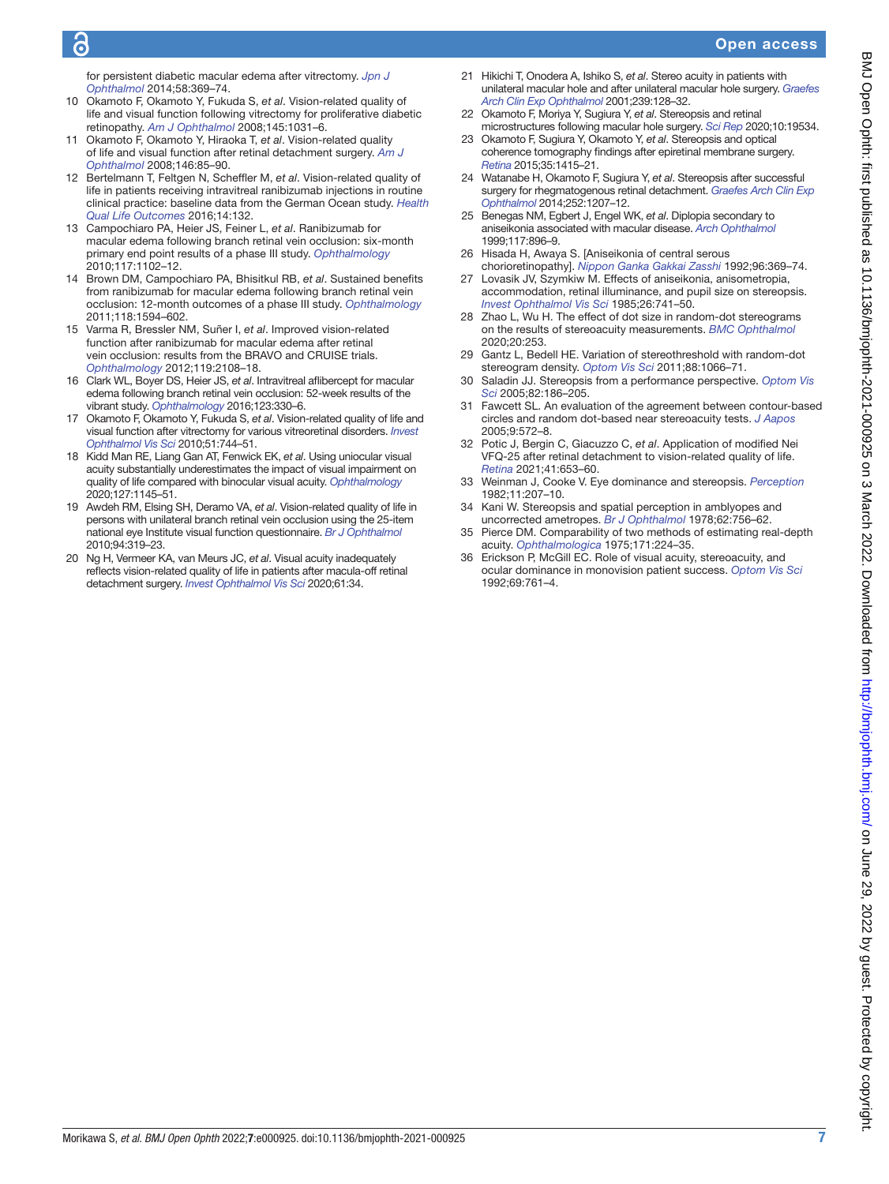for persistent diabetic macular edema after vitrectomy. *Jpn J Ophthalmol* 2014;58:369–74.

10. Okamoto F, Okamoto Y, Fukuda S, *et al*. Vision-related quality of life and visual function following vitrectomy for proliferative diabetic retinopathy. *Am J Ophthalmol* 2008;145:1031–6.
11. Okamoto F, Okamoto Y, Hiraoka T, *et al*. Vision-related quality of life and visual function after retinal detachment surgery. *Am J Ophthalmol* 2008;146:85–90.
12. Bertelmann T, Feltgen N, Scheffler M, *et al*. Vision-related quality of life in patients receiving intravitreal ranibizumab injections in routine clinical practice: baseline data from the German Ocean study. *Health Qual Life Outcomes* 2016;14:132.
13. Campochiaro PA, Heier JS, Feiner L, *et al*. Ranibizumab for macular edema following branch retinal vein occlusion: six-month primary end point results of a phase III study. *Ophthalmology* 2010;117:1102–12.
14. Brown DM, Campochiaro PA, Bhisitkul RB, *et al*. Sustained benefits from ranibizumab for macular edema following branch retinal vein occlusion: 12-month outcomes of a phase III study. *Ophthalmology* 2011;118:1594–602.
15. Varma R, Bressler NM, Suñer I, *et al*. Improved vision-related function after ranibizumab for macular edema after retinal vein occlusion: results from the BRAVO and CRUISE trials. *Ophthalmology* 2012;119:2108–18.
16. Clark WL, Boyer DS, Heier JS, *et al*. Intravitreal aflibercept for macular edema following branch retinal vein occlusion: 52-week results of the vibrant study. *Ophthalmology* 2016;123:330–6.
17. Okamoto F, Okamoto Y, Fukuda S, *et al*. Vision-related quality of life and visual function after vitrectomy for various vitreoretinal disorders. *Invest Ophthalmol Vis Sci* 2010;51:744–51.
18. Kidd Man RE, Liang Gan AT, Fenwick EK, *et al*. Using uniocular visual acuity substantially underestimates the impact of visual impairment on quality of life compared with binocular visual acuity. *Ophthalmology* 2020;127:1145–51.
19. Awdeh RM, Elsing SH, Deramo VA, *et al*. Vision-related quality of life in persons with unilateral branch retinal vein occlusion using the 25-item national eye Institute visual function questionnaire. *Br J Ophthalmol* 2010;94:319–23.
20. Ng H, Vermeer KA, van Meurs JC, *et al*. Visual acuity inadequately reflects vision-related quality of life in patients after macula-off retinal detachment surgery. *Invest Ophthalmol Vis Sci* 2020;61:34.
21. Hikichi T, Onodera A, Ishiko S, *et al*. Stereo acuity in patients with unilateral macular hole and after unilateral macular hole surgery. *Graefes Arch Clin Exp Ophthalmol* 2001;239:128–32.
22. Okamoto F, Moriya Y, Sugiura Y, *et al*. Stereopsis and retinal microstructures following macular hole surgery. *Sci Rep* 2020;10:19534.
23. Okamoto F, Sugiura Y, Okamoto Y, *et al*. Stereopsis and optical coherence tomography findings after epiretinal membrane surgery. *Retina* 2015;35:1415–21.
24. Watanabe H, Okamoto F, Sugiura Y, *et al*. Stereopsis after successful surgery for rhegmatogenous retinal detachment. *Graefes Arch Clin Exp Ophthalmol* 2014;252:1207–12.
25. Benegas NM, Egbert J, Engel WK, *et al*. Diplopia secondary to aniseikonia associated with macular disease. *Arch Ophthalmol* 1999;117:896–9.
26. Hisada H, Awaya S. [Aniseikonia of central serous chorioretinopathy]. *Nippon Ganka Gakkai Zasshi* 1992;96:369–74.
27. Lovasik JV, Szymkiw M. Effects of aniseikonia, anisometropia, accommodation, retinal illuminance, and pupil size on stereopsis. *Invest Ophthalmol Vis Sci* 1985;26:741–50.
28. Zhao L, Wu H. The effect of dot size in random-dot stereograms on the results of stereoacuity measurements. *BMC Ophthalmol* 2020;20:253.
29. Gantz L, Bedell HE. Variation of stereothreshold with random-dot stereogram density. *Optom Vis Sci* 2011;88:1066–71.
30. Saladin JJ. Stereopsis from a performance perspective. *Optom Vis Sci* 2005;82:186–205.
31. Fawcett SL. An evaluation of the agreement between contour-based circles and random dot-based near stereoacuity tests. *J Aapos* 2005;9:572–8.
32. Potic J, Bergin C, Giacuzzo C, *et al*. Application of modified Nei VFQ-25 after retinal detachment to vision-related quality of life. *Retina* 2021;41:653–60.
33. Weinman J, Cooke V. Eye dominance and stereopsis. *Perception* 1982;11:207–10.
34. Kani W. Stereopsis and spatial perception in amblyopes and uncorrected ametropes. *Br J Ophthalmol* 1978;62:756–62.
35. Pierce DM. Comparability of two methods of estimating real-depth acuity. *Ophthalmologica* 1975;171:224–35.
36. Erickson P, McGill EC. Role of visual acuity, stereoacuity, and ocular dominance in monovision patient success. *Optom Vis Sci* 1992;69:761–4.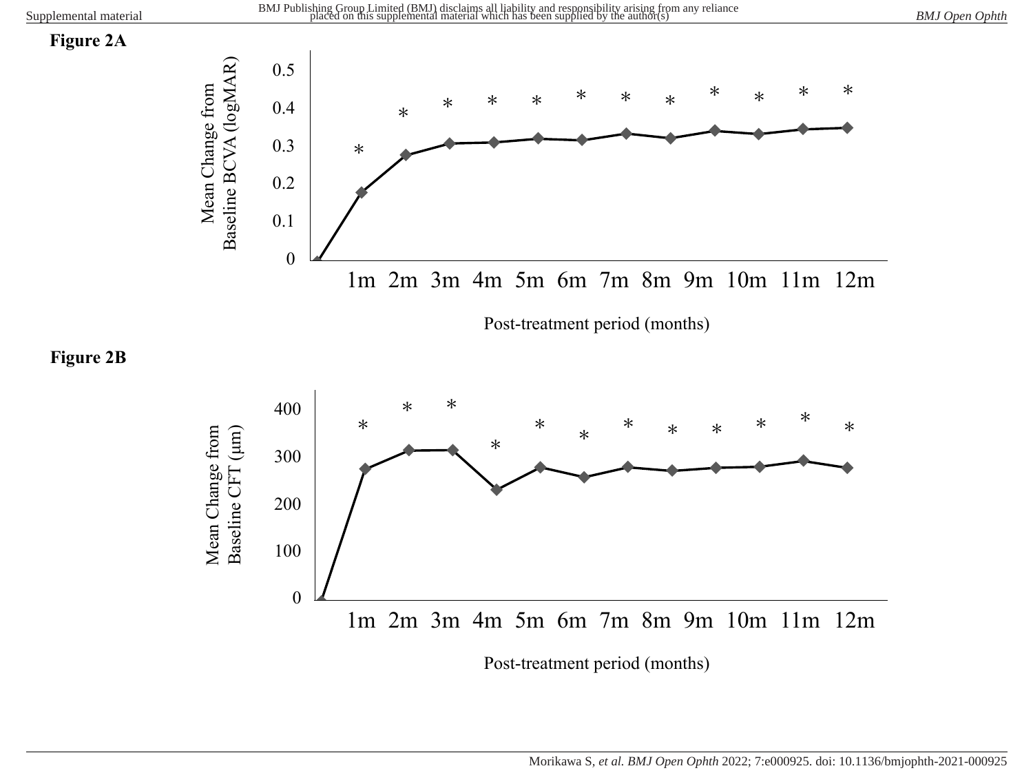**Figure 2A**

Mean Change from Baseline BCVA (logMAR)

0.5
0.4
0.3
0.2
0.1
0

\* \* \* \* \* \* \* \* \* \* \* \*

1m 2m 3m 4m 5m 6m 7m 8m 9m 10m 11m 12m

Post-treatment period (months)

**Figure 2B**

Mean Change from Baseline CFT (μm)

400
300
200
100
0

\* \* \* \* \* \* \* \* \* \* \* \*

1m 2m 3m 4m 5m 6m 7m 8m 9m 10m 11m 12m

Post-treatment period (months)